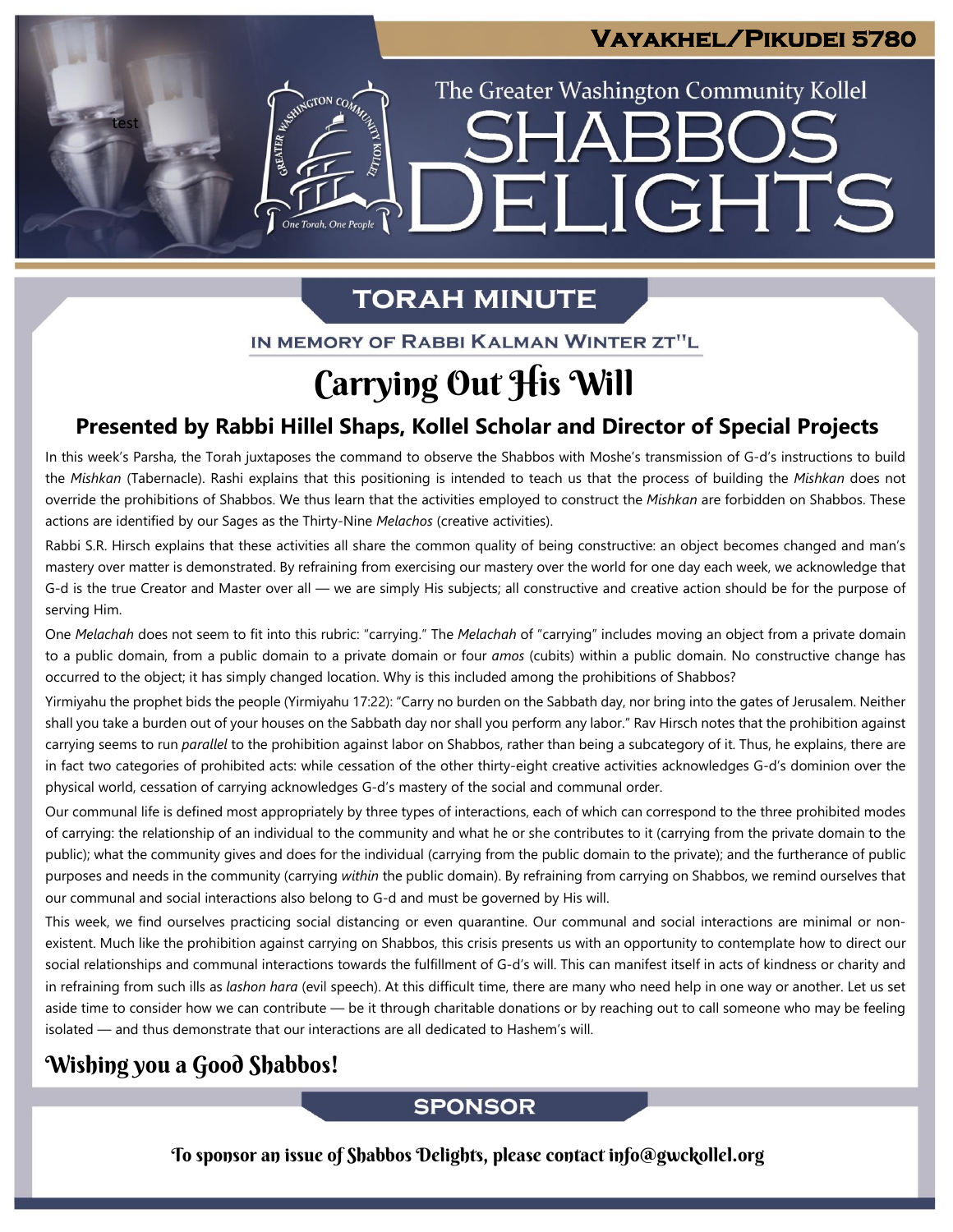# Vayakhel/Pikudei 5780

The Greater Washington Community Kollel

# Shabbos Delights

## Torah Minute

In Memory of Rabbi Kalman Winter zt"l

## Carrying Out His Will

### Presented by Rabbi Hillel Shaps, Kollel Scholar and Director of Special Projects

In this week's Parsha, the Torah juxtaposes the command to observe the Shabbos with Moshe's transmission of G-d's instructions to build the *Mishkan* (Tabernacle). Rashi explains that this positioning is intended to teach us that the process of building the *Mishkan* does not override the prohibitions of Shabbos. We thus learn that the activities employed to construct the *Mishkan* are forbidden on Shabbos. These actions are identified by our Sages as the Thirty-Nine *Melachos* (creative activities).

Rabbi S.R. Hirsch explains that these activities all share the common quality of being constructive: an object becomes changed and man's mastery over matter is demonstrated. By refraining from exercising our mastery over the world for one day each week, we acknowledge that G-d is the true Creator and Master over all — we are simply His subjects; all constructive and creative action should be for the purpose of serving Him.

One *Melachah* does not seem to fit into this rubric: "carrying." The *Melachah* of "carrying" includes moving an object from a private domain to a public domain, from a public domain to a private domain or four *amos* (cubits) within a public domain. No constructive change has occurred to the object; it has simply changed location. Why is this included among the prohibitions of Shabbos?

Yirmiyahu the prophet bids the people (Yirmiyahu 17:22): "Carry no burden on the Sabbath day, nor bring into the gates of Jerusalem. Neither shall you take a burden out of your houses on the Sabbath day nor shall you perform any labor." Rav Hirsch notes that the prohibition against carrying seems to run *parallel* to the prohibition against labor on Shabbos, rather than being a subcategory of it. Thus, he explains, there are in fact two categories of prohibited acts: while cessation of the other thirty-eight creative activities acknowledges G-d's dominion over the physical world, cessation of carrying acknowledges G-d's mastery of the social and communal order.

Our communal life is defined most appropriately by three types of interactions, each of which can correspond to the three prohibited modes of carrying: the relationship of an individual to the community and what he or she contributes to it (carrying from the private domain to the public); what the community gives and does for the individual (carrying from the public domain to the private); and the furtherance of public purposes and needs in the community (carrying *within* the public domain). By refraining from carrying on Shabbos, we remind ourselves that our communal and social interactions also belong to G-d and must be governed by His will.

This week, we find ourselves practicing social distancing or even quarantine. Our communal and social interactions are minimal or non-existent. Much like the prohibition against carrying on Shabbos, this crisis presents us with an opportunity to contemplate how to direct our social relationships and communal interactions towards the fulfillment of G-d's will. This can manifest itself in acts of kindness or charity and in refraining from such ills as *lashon hara* (evil speech). At this difficult time, there are many who need help in one way or another. Let us set aside time to consider how we can contribute — be it through charitable donations or by reaching out to call someone who may be feeling isolated — and thus demonstrate that our interactions are all dedicated to Hashem's will.

**Wishing you a Good Shabbos!**

## Sponsor

To sponsor an issue of Shabbos Delights, please contact info@gwckollel.org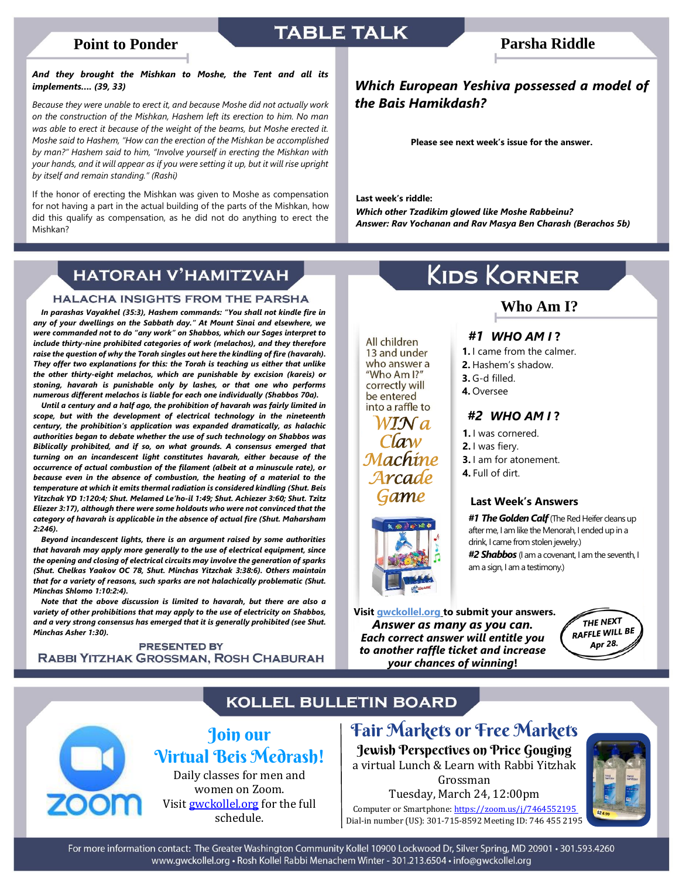# TABLE TALK

## Point to Ponder

***And they brought the Mishkan to Moshe, the Tent and all its implements.... (39, 33)***

*Because they were unable to erect it, and because Moshe did not actually work on the construction of the Mishkan, Hashem left its erection to him. No man was able to erect it because of the weight of the beams, but Moshe erected it. Moshe said to Hashem, "How can the erection of the Mishkan be accomplished by man?" Hashem said to him, "Involve yourself in erecting the Mishkan with your hands, and it will appear as if you were setting it up, but it will rise upright by itself and remain standing." (Rashi)*

If the honor of erecting the Mishkan was given to Moshe as compensation for not having a part in the actual building of the parts of the Mishkan, how did this qualify as compensation, as he did not do anything to erect the Mishkan?

## Parsha Riddle

***Which European Yeshiva possessed a model of the Bais Hamikdash?***

**Please see next week's issue for the answer.**

**Last week's riddle:**

***Which other Tzadikim glowed like Moshe Rabbeinu?***

***Answer: Rav Yochanan and Rav Masya Ben Charash (Berachos 5b)***

# HATORAH V'HAMITZVAH

## HALACHA INSIGHTS FROM THE PARSHA

***In parashas Vayakhel (35:3), Hashem commands: "You shall not kindle fire in any of your dwellings on the Sabbath day." At Mount Sinai and elsewhere, we were commanded not to do "any work" on Shabbos, which our Sages interpret to include thirty-nine prohibited categories of work (melachos), and they therefore raise the question of why the Torah singles out here the kindling of fire (havarah). They offer two explanations for this: the Torah is teaching us either that unlike the other thirty-eight melachos, which are punishable by excision (kareis) or stoning, havarah is punishable only by lashes, or that one who performs numerous different melachos is liable for each one individually (Shabbos 70a).***

***Until a century and a half ago, the prohibition of havarah was fairly limited in scope, but with the development of electrical technology in the nineteenth century, the prohibition's application was expanded dramatically, as halachic authorities began to debate whether the use of such technology on Shabbos was Biblically prohibited, and if so, on what grounds. A consensus emerged that turning on an incandescent light constitutes havarah, either because of the occurrence of actual combustion of the filament (albeit at a minuscule rate), or because even in the absence of combustion, the heating of a material to the temperature at which it emits thermal radiation is considered kindling (Shut. Beis Yitzchak YD 1:120:4; Shut. Melamed Le'ho-il 1:49; Shut. Achiezer 3:60; Shut. Tzitz Eliezer 3:17), although there were some holdouts who were not convinced that the category of havarah is applicable in the absence of actual fire (Shut. Maharsham 2:246).***

***Beyond incandescent lights, there is an argument raised by some authorities that havarah may apply more generally to the use of electrical equipment, since the opening and closing of electrical circuits may involve the generation of sparks (Shut. Chelkas Yaakov OC 78, Shut. Minchas Yitzchak 3:38:6). Others maintain that for a variety of reasons, such sparks are not halachically problematic (Shut. Minchas Shlomo 1:10:2:4).***

***Note that the above discussion is limited to havarah, but there are also a variety of other prohibitions that may apply to the use of electricity on Shabbos, and a very strong consensus has emerged that it is generally prohibited (see Shut. Minchas Asher 1:30).***

PRESENTED BY
RABBI YITZHAK GROSSMAN, ROSH CHABURAH

# KIDS KORNER

## Who Am I?

All children 13 and under who answer a "Who Am I?" correctly will be entered into a raffle to

WIN a Claw Machine Arcade Game

### #1 WHO AM I ?

1. I came from the calmer.
2. Hashem's shadow.
3. G-d filled.
4. Oversee

### #2 WHO AM I ?

1. I was cornered.
2. I was fiery.
3. I am for atonement.
4. Full of dirt.

### Last Week's Answers

***#1 The Golden Calf*** (The Red Heifer cleans up after me, I am like the Menorah, I ended up in a drink, I came from stolen jewelry.)

***#2 Shabbos*** (I am a covenant, I am the seventh, I am a sign, I am a testimony.)

**Visit gwckollel.org to submit your answers.**
***Answer as many as you can. Each correct answer will entitle you to another raffle ticket and increase your chances of winning!***

***THE NEXT RAFFLE WILL BE Apr 28.***

# KOLLEL BULLETIN BOARD

## Join our Virtual Beis Medrash!

Daily classes for men and women on Zoom.
Visit gwckollel.org for the full schedule.

## Fair Markets or Free Markets

### Jewish Perspectives on Price Gouging

a virtual Lunch & Learn with Rabbi Yitzhak Grossman
Tuesday, March 24, 12:00pm

Computer or Smartphone: https://zoom.us/j/7464552195
Dial-in number (US): 301-715-8592 Meeting ID: 746 455 2195

For more information contact: The Greater Washington Community Kollel 10900 Lockwood Dr, Silver Spring, MD 20901 • 301.593.4260
www.gwckollel.org • Rosh Kollel Rabbi Menachem Winter - 301.213.6504 • info@gwckollel.org